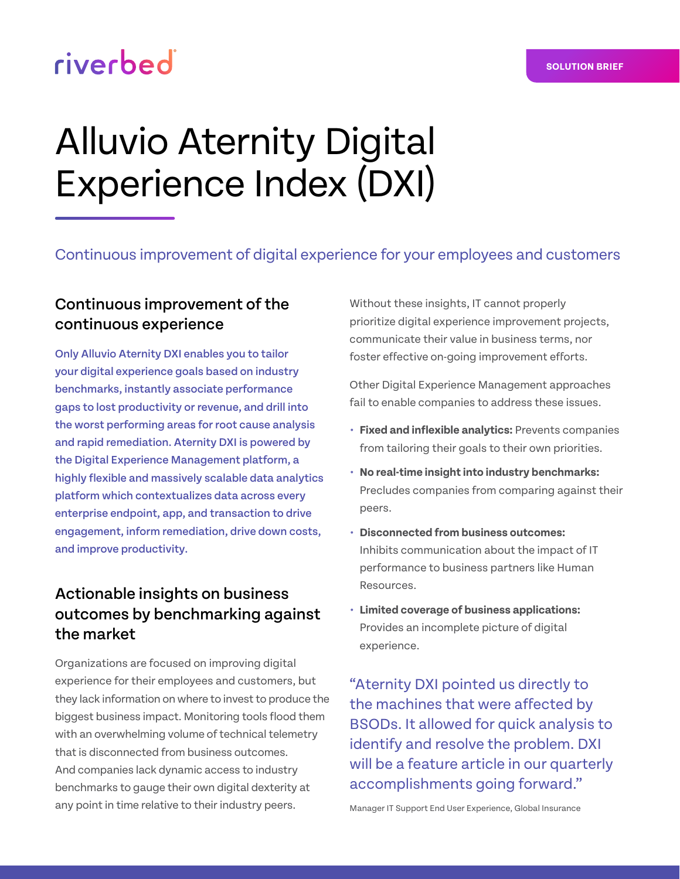riverbed

SOLUTION BRIEF

# Alluvio Aternity Digital Experience Index (DXI)

Continuous improvement of digital experience for your employees and customers

## Continuous improvement of the continuous experience

Only Alluvio Aternity DXI enables you to tailor your digital experience goals based on industry benchmarks, instantly associate performance gaps to lost productivity or revenue, and drill into the worst performing areas for root cause analysis and rapid remediation. Aternity DXI is powered by the Digital Experience Management platform, a highly flexible and massively scalable data analytics platform which contextualizes data across every enterprise endpoint, app, and transaction to drive engagement, inform remediation, drive down costs, and improve productivity.

## Actionable insights on business outcomes by benchmarking against the market

Organizations are focused on improving digital experience for their employees and customers, but they lack information on where to invest to produce the biggest business impact. Monitoring tools flood them with an overwhelming volume of technical telemetry that is disconnected from business outcomes. And companies lack dynamic access to industry benchmarks to gauge their own digital dexterity at any point in time relative to their industry peers.

Without these insights, IT cannot properly prioritize digital experience improvement projects, communicate their value in business terms, nor foster effective on-going improvement efforts.

Other Digital Experience Management approaches fail to enable companies to address these issues.

- **Fixed and inflexible analytics:** Prevents companies from tailoring their goals to their own priorities.
- **No real-time insight into industry benchmarks:** Precludes companies from comparing against their peers.
- **Disconnected from business outcomes:** Inhibits communication about the impact of IT performance to business partners like Human Resources.
- **Limited coverage of business applications:** Provides an incomplete picture of digital experience.

> "Aternity DXI pointed us directly to the machines that were affected by BSODs. It allowed for quick analysis to identify and resolve the problem. DXI will be a feature article in our quarterly accomplishments going forward."

Manager IT Support End User Experience, Global Insurance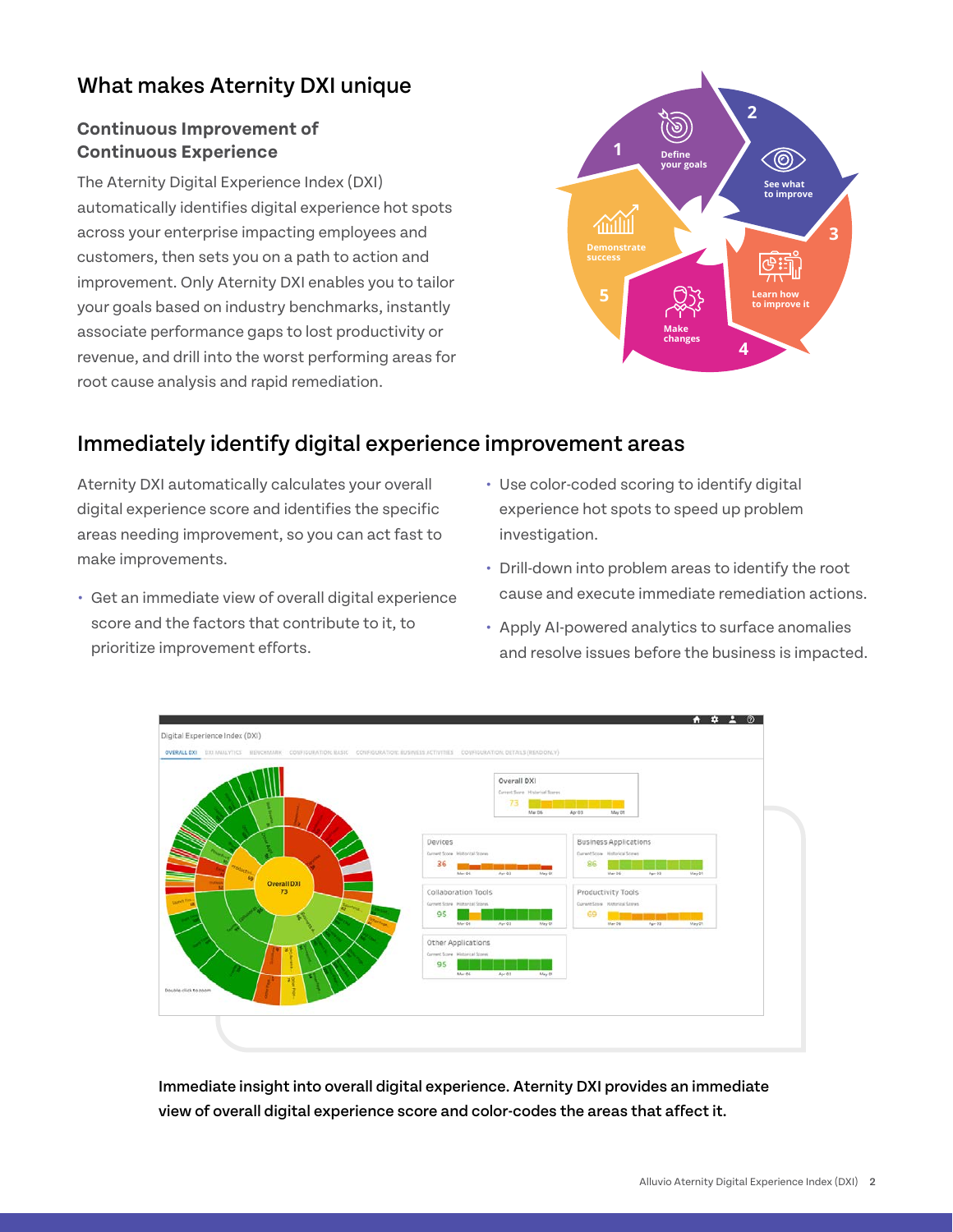## What makes Aternity DXI unique

### Continuous Improvement of Continuous Experience

The Aternity Digital Experience Index (DXI) automatically identifies digital experience hot spots across your enterprise impacting employees and customers, then sets you on a path to action and improvement. Only Aternity DXI enables you to tailor your goals based on industry benchmarks, instantly associate performance gaps to lost productivity or revenue, and drill into the worst performing areas for root cause analysis and rapid remediation.

## Immediately identify digital experience improvement areas

Aternity DXI automatically calculates your overall digital experience score and identifies the specific areas needing improvement, so you can act fast to make improvements.

- Get an immediate view of overall digital experience score and the factors that contribute to it, to prioritize improvement efforts.
- Use color-coded scoring to identify digital experience hot spots to speed up problem investigation.
- Drill-down into problem areas to identify the root cause and execute immediate remediation actions.
- Apply AI-powered analytics to surface anomalies and resolve issues before the business is impacted.

**Immediate insight into overall digital experience. Aternity DXI provides an immediate view of overall digital experience score and color-codes the areas that affect it.**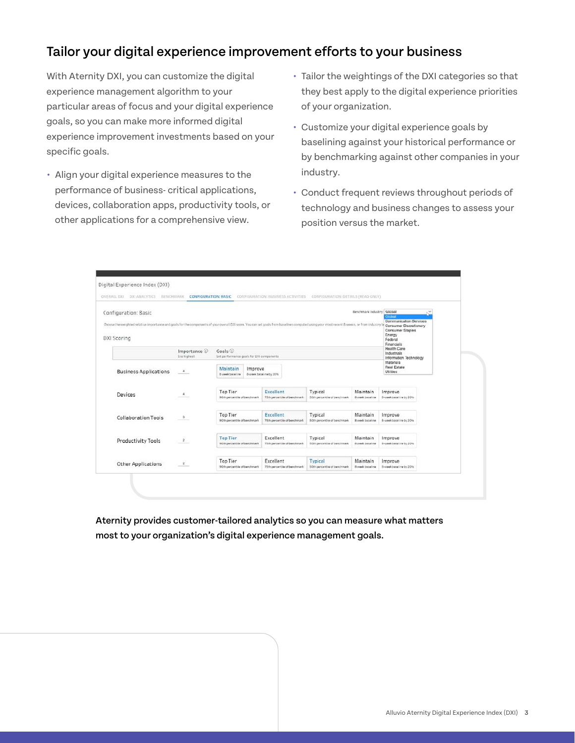## Tailor your digital experience improvement efforts to your business

With Aternity DXI, you can customize the digital experience management algorithm to your particular areas of focus and your digital experience goals, so you can make more informed digital experience improvement investments based on your specific goals.

- Align your digital experience measures to the performance of business- critical applications, devices, collaboration apps, productivity tools, or other applications for a comprehensive view.
- Tailor the weightings of the DXI categories so that they best apply to the digital experience priorities of your organization.
- Customize your digital experience goals by baselining against your historical performance or by benchmarking against other companies in your industry.
- Conduct frequent reviews throughout periods of technology and business changes to assess your position versus the market.

**Aternity provides customer-tailored analytics so you can measure what matters most to your organization's digital experience management goals.**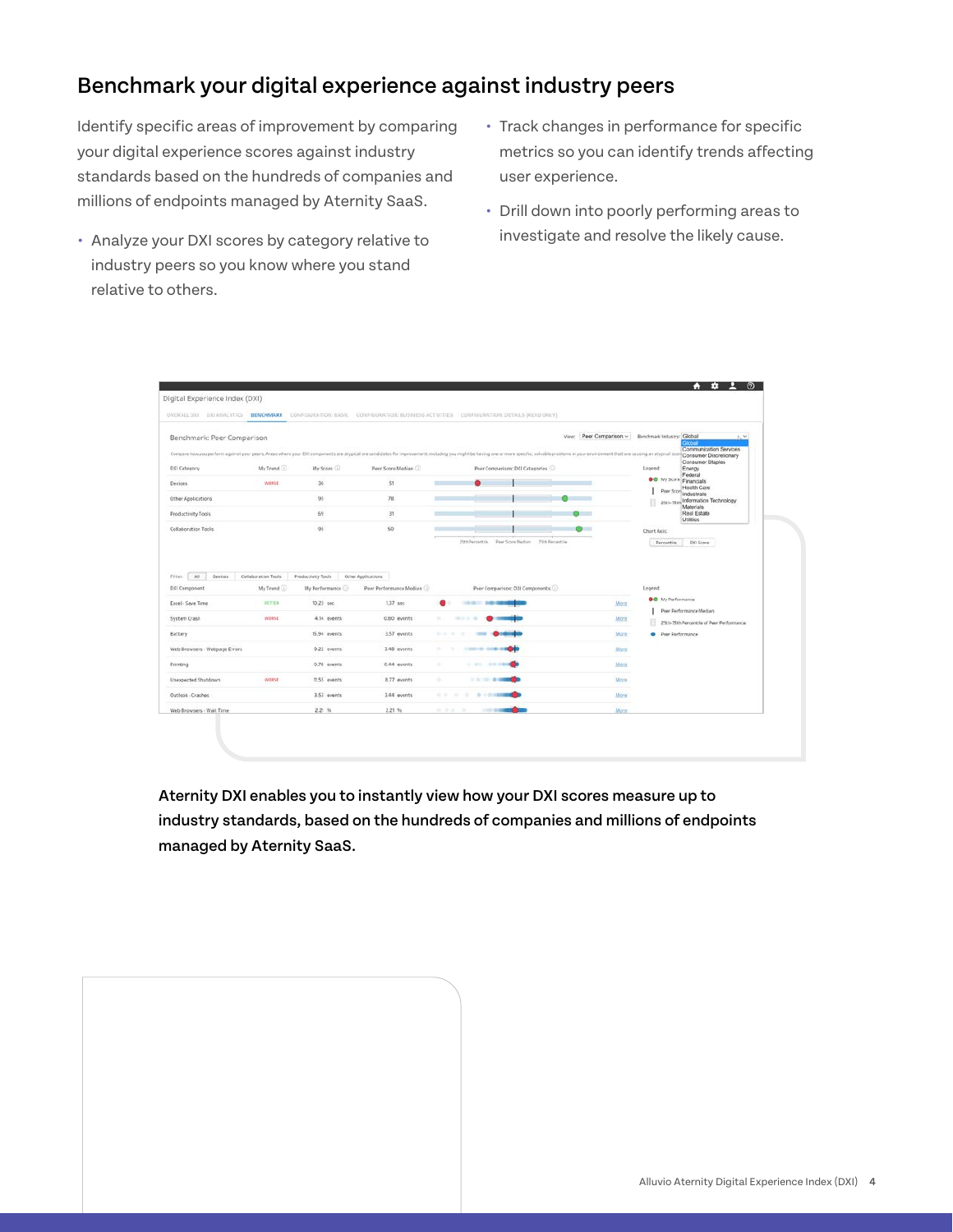# Benchmark your digital experience against industry peers

Identify specific areas of improvement by comparing your digital experience scores against industry standards based on the hundreds of companies and millions of endpoints managed by Aternity SaaS.

- Analyze your DXI scores by category relative to industry peers so you know where you stand relative to others.
- Track changes in performance for specific metrics so you can identify trends affecting user experience.
- Drill down into poorly performing areas to investigate and resolve the likely cause.

**Aternity DXI enables you to instantly view how your DXI scores measure up to industry standards, based on the hundreds of companies and millions of endpoints managed by Aternity SaaS.**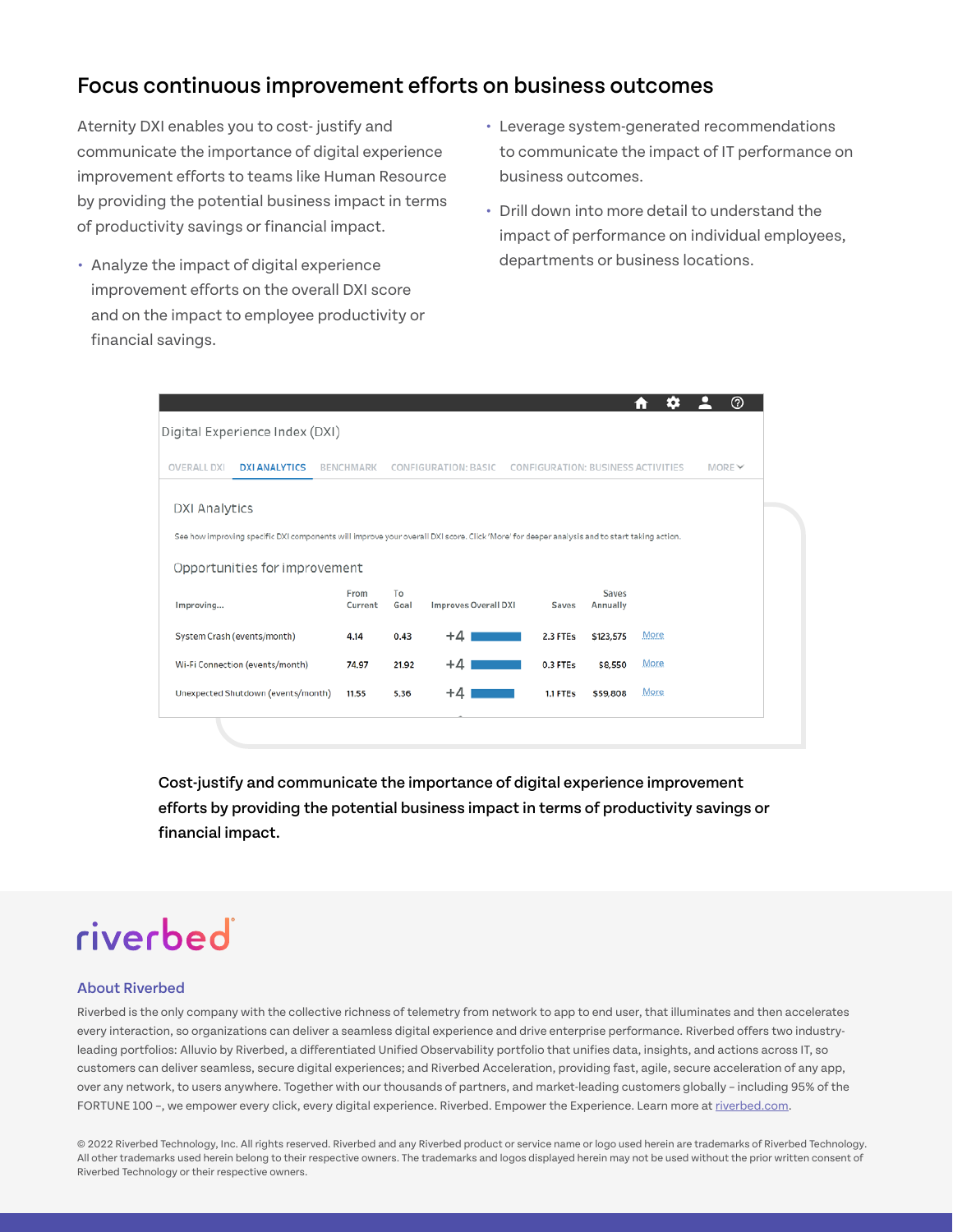## Focus continuous improvement efforts on business outcomes

Aternity DXI enables you to cost- justify and communicate the importance of digital experience improvement efforts to teams like Human Resource by providing the potential business impact in terms of productivity savings or financial impact.

- Analyze the impact of digital experience improvement efforts on the overall DXI score and on the impact to employee productivity or financial savings.
- Leverage system-generated recommendations to communicate the impact of IT performance on business outcomes.
- Drill down into more detail to understand the impact of performance on individual employees, departments or business locations.

Digital Experience Index (DXI)

OVERALL DXI | DXI ANALYTICS | BENCHMARK | CONFIGURATION: BASIC | CONFIGURATION: BUSINESS ACTIVITIES | MORE

DXI Analytics

See how improving specific DXI components will improve your overall DXI score. Click 'More' for deeper analysis and to start taking action.

Opportunities for improvement

| Improving... | From Current | To Goal | Improves Overall DXI | Saves | Saves Annually | |
|---|---|---|---|---|---|---|
| System Crash (events/month) | 4.14 | 0.43 | +4 | 2.3 FTEs | $123,575 | More |
| Wi-Fi Connection (events/month) | 74.97 | 21.92 | +4 | 0.3 FTEs | $8,550 | More |
| Unexpected Shutdown (events/month) | 11.55 | 5.36 | +4 | 1.1 FTEs | $59,808 | More |

**Cost-justify and communicate the importance of digital experience improvement efforts by providing the potential business impact in terms of productivity savings or financial impact.**

riverbed

### About Riverbed

Riverbed is the only company with the collective richness of telemetry from network to app to end user, that illuminates and then accelerates every interaction, so organizations can deliver a seamless digital experience and drive enterprise performance. Riverbed offers two industry-leading portfolios: Alluvio by Riverbed, a differentiated Unified Observability portfolio that unifies data, insights, and actions across IT, so customers can deliver seamless, secure digital experiences; and Riverbed Acceleration, providing fast, agile, secure acceleration of any app, over any network, to users anywhere. Together with our thousands of partners, and market-leading customers globally – including 95% of the FORTUNE 100 –, we empower every click, every digital experience. Riverbed. Empower the Experience. Learn more at riverbed.com.

© 2022 Riverbed Technology, Inc. All rights reserved. Riverbed and any Riverbed product or service name or logo used herein are trademarks of Riverbed Technology. All other trademarks used herein belong to their respective owners. The trademarks and logos displayed herein may not be used without the prior written consent of Riverbed Technology or their respective owners.